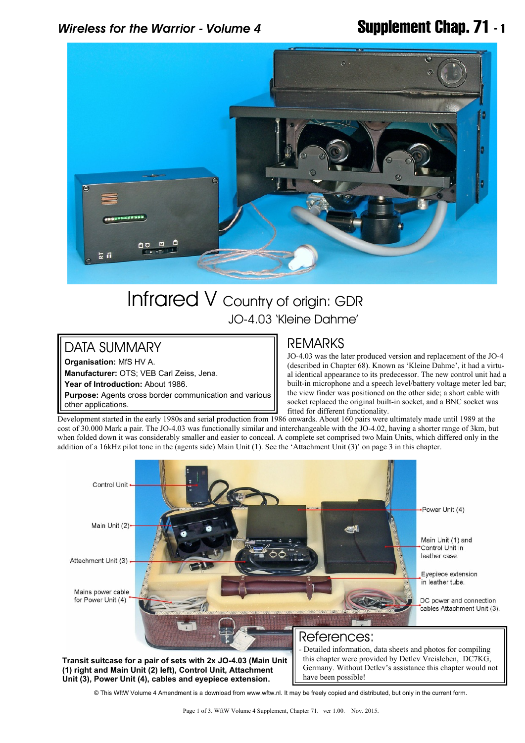# Infrared V Country of origin: GDR

## JO-4.03 'Kleine Dahme'

## DATA SUMMARY

**Organisation:** MfS HV A.

**Manufacturer:** OTS; VEB Carl Zeiss, Jena.

**Year of Introduction:** About 1986.

**Purpose:** Agents cross border communication and various other applications.

## REMARKS

JO-4.03 was the later produced version and replacement of the JO-4 (described in Chapter 68). Known as 'Kleine Dahme', it had a virtual identical appearance to its predecessor. The new control unit had a built-in microphone and a speech level/battery voltage meter led bar; the view finder was positioned on the other side; a short cable with socket replaced the original built-in socket, and a BNC socket was fitted for different functionality.

Development started in the early 1980s and serial production from 1986 onwards. About 160 pairs were ultimately made until 1989 at the cost of 30.000 Mark a pair. The JO-4.03 was functionally similar and interchangeable with the JO-4.02, having a shorter range of 3km, but when folded down it was considerably smaller and easier to conceal. A complete set comprised two Main Units, which differed only in the addition of a 16kHz pilot tone in the (agents side) Main Unit (1). See the 'Attachment Unit (3)' on page 3 in this chapter.

Control Unit

Main Unit (2)

Attachment Unit (3)

Mains power cable for Power Unit (4)

Power Unit (4)

Main Unit (1) and Control Unit in leather case.

Eyepiece extension in leather tube.

DC power and connection cables Attachment Unit (3).

**Transit suitcase for a pair of sets with 2x JO-4.03 (Main Unit (1) right and Main Unit (2) left), Control Unit, Attachment Unit (3), Power Unit (4), cables and eyepiece extension.**

## References:

- Detailed information, data sheets and photos for compiling this chapter were provided by Detlev Vreisleben, DC7KG, Germany. Without Detlev's assistance this chapter would not have been possible!

© This WftW Volume 4 Amendment is a download from www.wftw.nl. It may be freely copied and distributed, but only in the current form.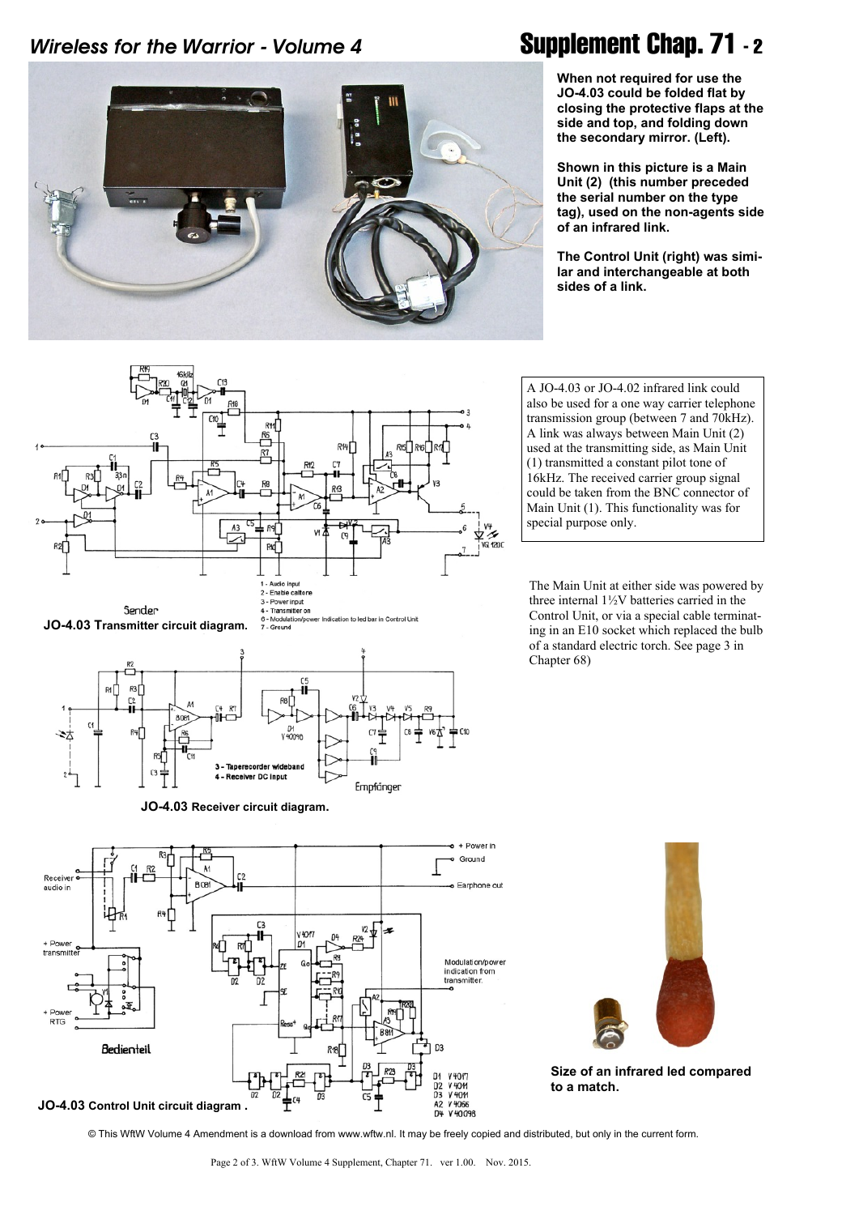When not required for use the JO-4.03 could be folded flat by closing the protective flaps at the side and top, and folding down the secondary mirror. (Left).

Shown in this picture is a Main Unit (2) (this number preceded the serial number on the type tag), used on the non-agents side of an infrared link.

The Control Unit (right) was similar and interchangeable at both sides of a link.

A JO-4.03 or JO-4.02 infrared link could also be used for a one way carrier telephone transmission group (between 7 and 70kHz). A link was always between Main Unit (2) used at the transmitting side, as Main Unit (1) transmitted a constant pilot tone of 16kHz. The received carrier group signal could be taken from the BNC connector of Main Unit (1). This functionality was for special purpose only.

The Main Unit at either side was powered by three internal 1½V batteries carried in the Control Unit, or via a special cable terminating in an E10 socket which replaced the bulb of a standard electric torch. See page 3 in Chapter 68)

1 - Audio input
2 - Enable calltone
3 - Power input
4 - Transmitter on
6 - Modulation/power indication to led bar in Control Unit
7 - Ground

**JO-4.03 Transmitter circuit diagram.**

3 - Taperecorder wideband
4 - Receiver DC input

**JO-4.03 Receiver circuit diagram.**

**JO-4.03 Control Unit circuit diagram .**

**Size of an infrared led compared to a match.**

© This WftW Volume 4 Amendment is a download from www.wftw.nl. It may be freely copied and distributed, but only in the current form.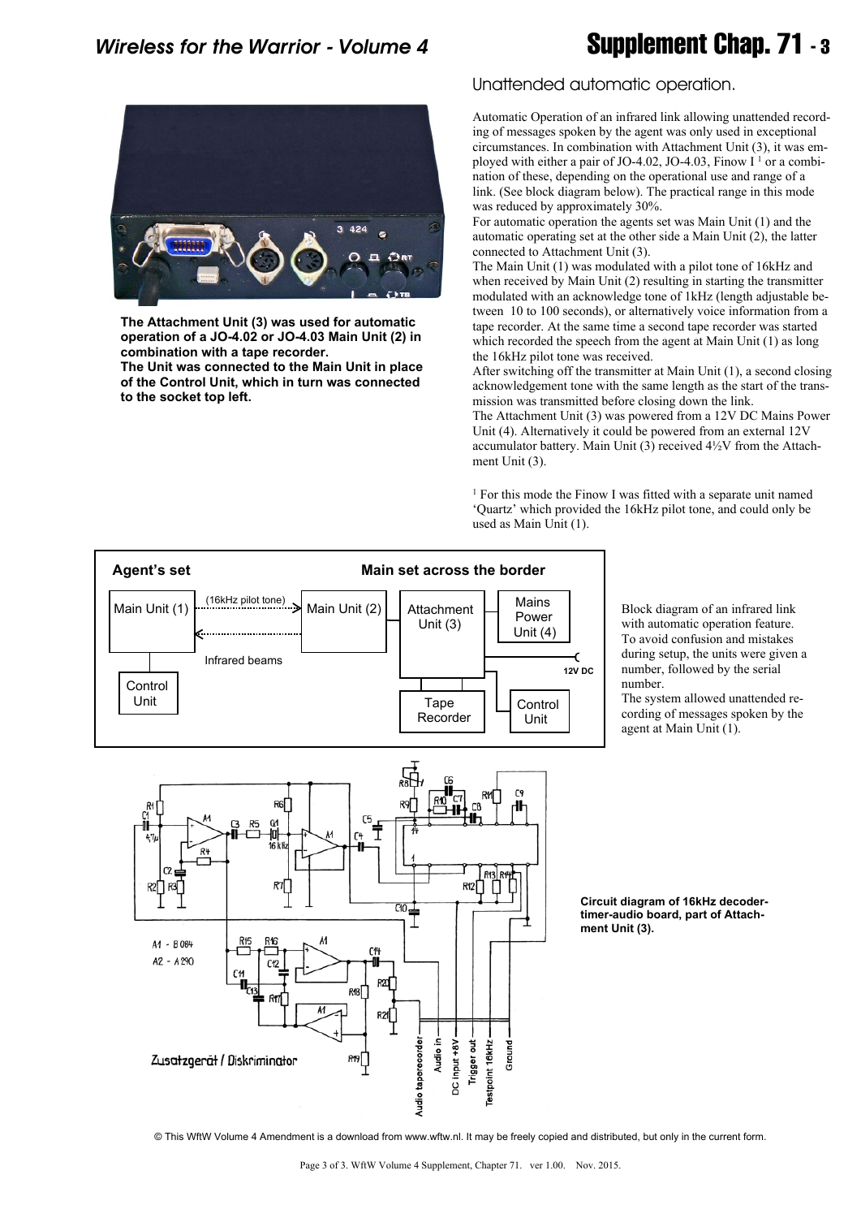## Unattended automatic operation.

The Attachment Unit (3) was used for automatic operation of a JO-4.02 or JO-4.03 Main Unit (2) in combination with a tape recorder. The Unit was connected to the Main Unit in place of the Control Unit, which in turn was connected to the socket top left.

Automatic Operation of an infrared link allowing unattended recording of messages spoken by the agent was only used in exceptional circumstances. In combination with Attachment Unit (3), it was employed with either a pair of JO-4.02, JO-4.03, Finow I [1] or a combination of these, depending on the operational use and range of a link. (See block diagram below). The practical range in this mode was reduced by approximately 30%.

For automatic operation the agents set was Main Unit (1) and the automatic operating set at the other side a Main Unit (2), the latter connected to Attachment Unit (3).

The Main Unit (1) was modulated with a pilot tone of 16kHz and when received by Main Unit (2) resulting in starting the transmitter modulated with an acknowledge tone of 1kHz (length adjustable between 10 to 100 seconds), or alternatively voice information from a tape recorder. At the same time a second tape recorder was started which recorded the speech from the agent at Main Unit (1) as long the 16kHz pilot tone was received.

After switching off the transmitter at Main Unit (1), a second closing acknowledgement tone with the same length as the start of the transmission was transmitted before closing down the link.

The Attachment Unit (3) was powered from a 12V DC Mains Power Unit (4). Alternatively it could be powered from an external 12V accumulator battery. Main Unit (3) received 4½V from the Attachment Unit (3).

[1] For this mode the Finow I was fitted with a separate unit named 'Quartz' which provided the 16kHz pilot tone, and could only be used as Main Unit (1).

Agent's set
Main set across the border
Main Unit (1)
(16kHz pilot tone)
Main Unit (2)
Attachment Unit (3)
Mains Power Unit (4)
Infrared beams
12V DC
Control Unit
Tape Recorder
Control Unit

Block diagram of an infrared link with automatic operation feature. To avoid confusion and mistakes during setup, the units were given a number, followed by the serial number.
The system allowed unattended recording of messages spoken by the agent at Main Unit (1).

A1 - B 084
A2 - A 290
Zusatzgerät / Diskriminator
Audio taperecorder
Audio in
DC input +8V
Trigger out
Testpoint 16kHz
Ground

Circuit diagram of 16kHz decoder-timer-audio board, part of Attachment Unit (3).

© This WftW Volume 4 Amendment is a download from www.wftw.nl. It may be freely copied and distributed, but only in the current form.